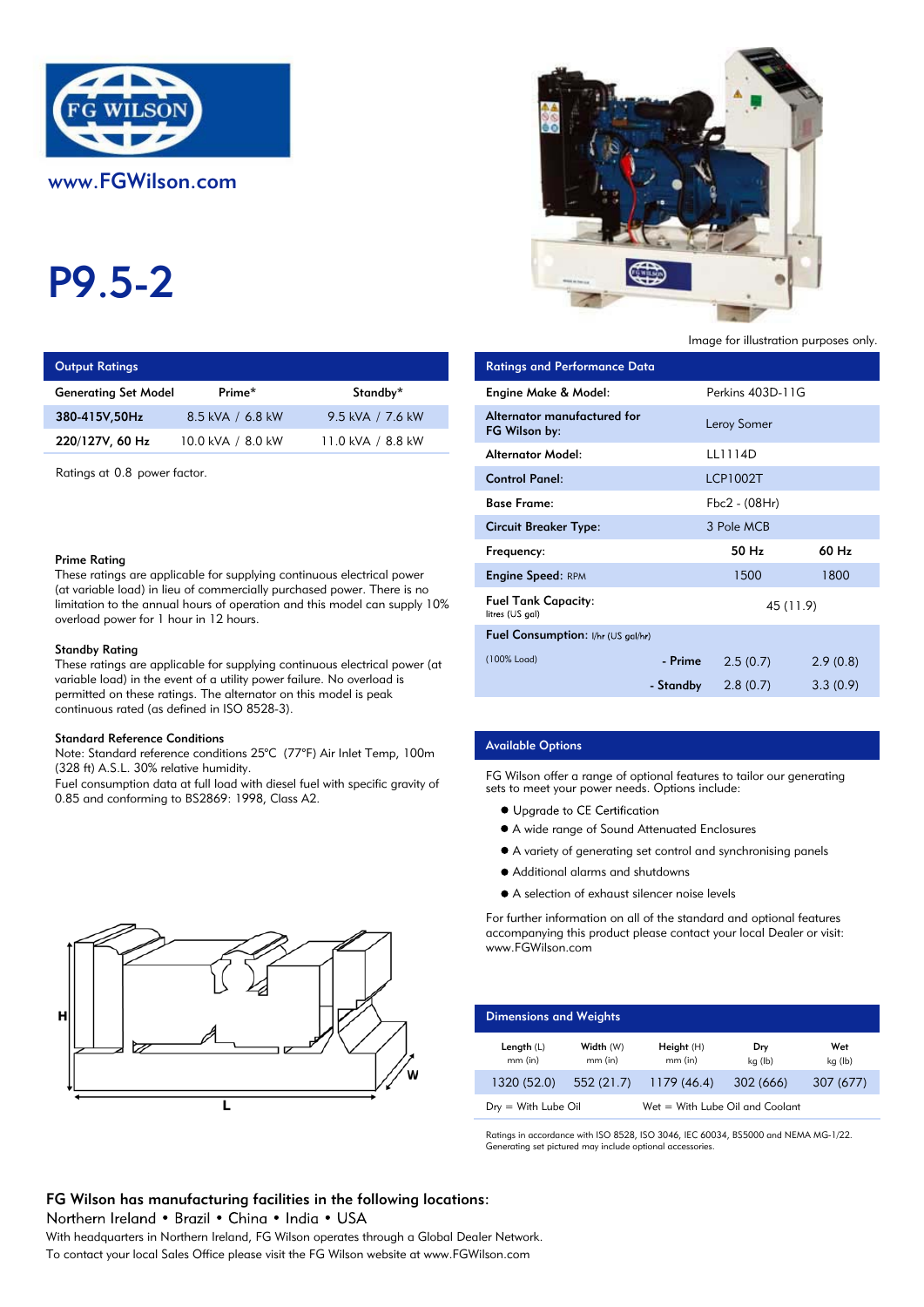FG WILSON

www.FGWilson.com

# P9.5-2

Image for illustration purposes only.

## Output Ratings

| Generating Set Model | Prime* | Standby* |
|---|---|---|
| 380-415V,50Hz | 8.5 kVA / 6.8 kW | 9.5 kVA / 7.6 kW |
| 220/127V, 60 Hz | 10.0 kVA / 8.0 kW | 11.0 kVA / 8.8 kW |

Ratings at 0.8 power factor.

### Prime Rating

These ratings are applicable for supplying continuous electrical power (at variable load) in lieu of commercially purchased power. There is no limitation to the annual hours of operation and this model can supply 10% overload power for 1 hour in 12 hours.

### Standby Rating

These ratings are applicable for supplying continuous electrical power (at variable load) in the event of a utility power failure. No overload is permitted on these ratings. The alternator on this model is peak continuous rated (as defined in ISO 8528-3).

### Standard Reference Conditions

Note: Standard reference conditions 25°C (77°F) Air Inlet Temp, 100m (328 ft) A.S.L. 30% relative humidity.
Fuel consumption data at full load with diesel fuel with specific gravity of 0.85 and conforming to BS2869: 1998, Class A2.

H

W

L

## Ratings and Performance Data

| | | | |
|---|---|---|---|
| Engine Make & Model: | Perkins 403D-11G | | |
| Alternator manufactured for FG Wilson by: | Leroy Somer | | |
| Alternator Model: | LL1114D | | |
| Control Panel: | LCP1002T | | |
| Base Frame: | Fbc2 - (08Hr) | | |
| Circuit Breaker Type: | 3 Pole MCB | | |
| Frequency: | | 50 Hz | 60 Hz |
| Engine Speed: RPM | | 1500 | 1800 |
| Fuel Tank Capacity: litres (US gal) | | 45 (11.9) | |
| Fuel Consumption: l/hr (US gal/hr) | | | |
| (100% Load) | - Prime | 2.5 (0.7) | 2.9 (0.8) |
| | - Standby | 2.8 (0.7) | 3.3 (0.9) |

## Available Options

FG Wilson offer a range of optional features to tailor our generating sets to meet your power needs. Options include:

- Upgrade to CE Certification
- A wide range of Sound Attenuated Enclosures
- A variety of generating set control and synchronising panels
- Additional alarms and shutdowns
- A selection of exhaust silencer noise levels

For further information on all of the standard and optional features accompanying this product please contact your local Dealer or visit: www.FGWilson.com

## Dimensions and Weights

| Length (L) mm (in) | Width (W) mm (in) | Height (H) mm (in) | Dry kg (lb) | Wet kg (lb) |
|---|---|---|---|---|
| 1320 (52.0) | 552 (21.7) | 1179 (46.4) | 302 (666) | 307 (677) |

Dry = With Lube Oil    Wet = With Lube Oil and Coolant

Ratings in accordance with ISO 8528, ISO 3046, IEC 60034, BS5000 and NEMA MG-1/22.
Generating set pictured may include optional accessories.

**FG Wilson has manufacturing facilities in the following locations:**
Northern Ireland • Brazil • China • India • USA
With headquarters in Northern Ireland, FG Wilson operates through a Global Dealer Network.
To contact your local Sales Office please visit the FG Wilson website at www.FGWilson.com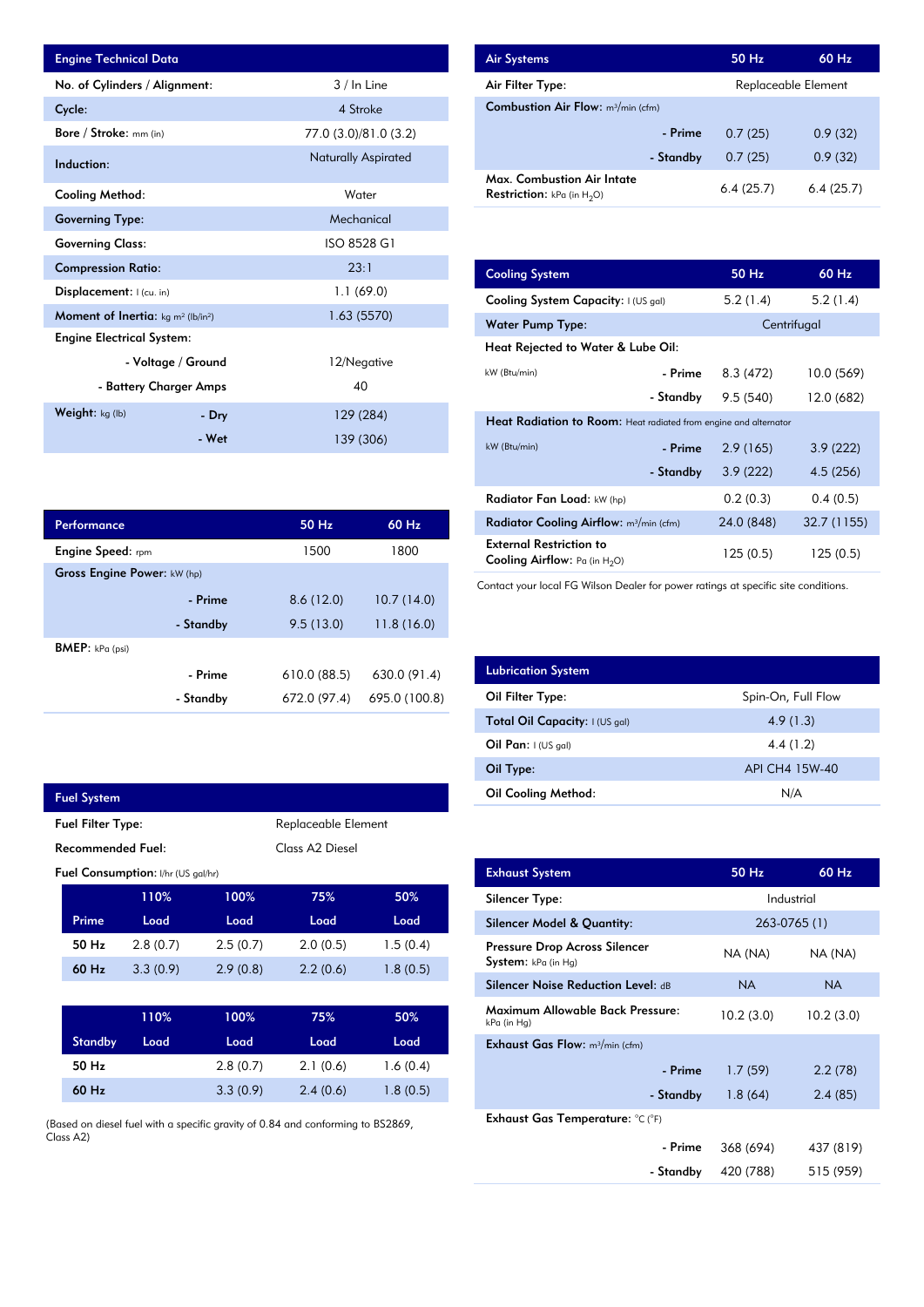| Engine Technical Data | | |
|---|---|---|
| No. of Cylinders / Alignment: | | 3 / In Line |
| Cycle: | | 4 Stroke |
| Bore / Stroke: mm (in) | | 77.0 (3.0)/81.0 (3.2) |
| Induction: | | Naturally Aspirated |
| Cooling Method: | | Water |
| Governing Type: | | Mechanical |
| Governing Class: | | ISO 8528 G1 |
| Compression Ratio: | | 23:1 |
| Displacement: l (cu. in) | | 1.1 (69.0) |
| Moment of Inertia: kg m² (lb/in²) | | 1.63 (5570) |
| Engine Electrical System: | | |
| | - Voltage / Ground | 12/Negative |
| | - Battery Charger Amps | 40 |
| Weight: kg (lb) | - Dry | 129 (284) |
| | - Wet | 139 (306) |

| Performance | | 50 Hz | 60 Hz |
|---|---|---|---|
| Engine Speed: rpm | | 1500 | 1800 |
| Gross Engine Power: kW (hp) | | | |
| | - Prime | 8.6 (12.0) | 10.7 (14.0) |
| | - Standby | 9.5 (13.0) | 11.8 (16.0) |
| BMEP: kPa (psi) | | | |
| | - Prime | 610.0 (88.5) | 630.0 (91.4) |
| | - Standby | 672.0 (97.4) | 695.0 (100.8) |

| Fuel System | |
|---|---|
| Fuel Filter Type: | Replaceable Element |
| Recommended Fuel: | Class A2 Diesel |

Fuel Consumption: l/hr (US gal/hr)

| Prime | 110% Load | 100% Load | 75% Load | 50% Load |
|---|---|---|---|---|
| 50 Hz | 2.8 (0.7) | 2.5 (0.7) | 2.0 (0.5) | 1.5 (0.4) |
| 60 Hz | 3.3 (0.9) | 2.9 (0.8) | 2.2 (0.6) | 1.8 (0.5) |

| Standby | 110% Load | 100% Load | 75% Load | 50% Load |
|---|---|---|---|---|
| 50 Hz | | 2.8 (0.7) | 2.1 (0.6) | 1.6 (0.4) |
| 60 Hz | | 3.3 (0.9) | 2.4 (0.6) | 1.8 (0.5) |

(Based on diesel fuel with a specific gravity of 0.84 and conforming to BS2869, Class A2)

| Air Systems | | 50 Hz | 60 Hz |
|---|---|---|---|
| Air Filter Type: | | Replaceable Element | |
| Combustion Air Flow: m³/min (cfm) | | | |
| | - Prime | 0.7 (25) | 0.9 (32) |
| | - Standby | 0.7 (25) | 0.9 (32) |
| Max. Combustion Air Intate Restriction: kPa (in $H_2O$) | | 6.4 (25.7) | 6.4 (25.7) |

| Cooling System | | 50 Hz | 60 Hz |
|---|---|---|---|
| Cooling System Capacity: l (US gal) | | 5.2 (1.4) | 5.2 (1.4) |
| Water Pump Type: | | Centrifugal | |
| Heat Rejected to Water & Lube Oil: | | | |
| kW (Btu/min) | - Prime | 8.3 (472) | 10.0 (569) |
| | - Standby | 9.5 (540) | 12.0 (682) |
| Heat Radiation to Room: Heat radiated from engine and alternator | | | |
| kW (Btu/min) | - Prime | 2.9 (165) | 3.9 (222) |
| | - Standby | 3.9 (222) | 4.5 (256) |
| Radiator Fan Load: kW (hp) | | 0.2 (0.3) | 0.4 (0.5) |
| Radiator Cooling Airflow: m³/min (cfm) | | 24.0 (848) | 32.7 (1155) |
| External Restriction to Cooling Airflow: Pa (in $H_2O$) | | 125 (0.5) | 125 (0.5) |

Contact your local FG Wilson Dealer for power ratings at specific site conditions.

| Lubrication System | |
|---|---|
| Oil Filter Type: | Spin-On, Full Flow |
| Total Oil Capacity: l (US gal) | 4.9 (1.3) |
| Oil Pan: l (US gal) | 4.4 (1.2) |
| Oil Type: | API CH4 15W-40 |
| Oil Cooling Method: | N/A |

| Exhaust System | | 50 Hz | 60 Hz |
|---|---|---|---|
| Silencer Type: | | Industrial | |
| Silencer Model & Quantity: | | 263-0765 (1) | |
| Pressure Drop Across Silencer System: kPa (in Hg) | | NA (NA) | NA (NA) |
| Silencer Noise Reduction Level: dB | | NA | NA |
| Maximum Allowable Back Pressure: kPa (in Hg) | | 10.2 (3.0) | 10.2 (3.0) |
| Exhaust Gas Flow: m³/min (cfm) | | | |
| | - Prime | 1.7 (59) | 2.2 (78) |
| | - Standby | 1.8 (64) | 2.4 (85) |
| Exhaust Gas Temperature: °C (°F) | | | |
| | - Prime | 368 (694) | 437 (819) |
| | - Standby | 420 (788) | 515 (959) |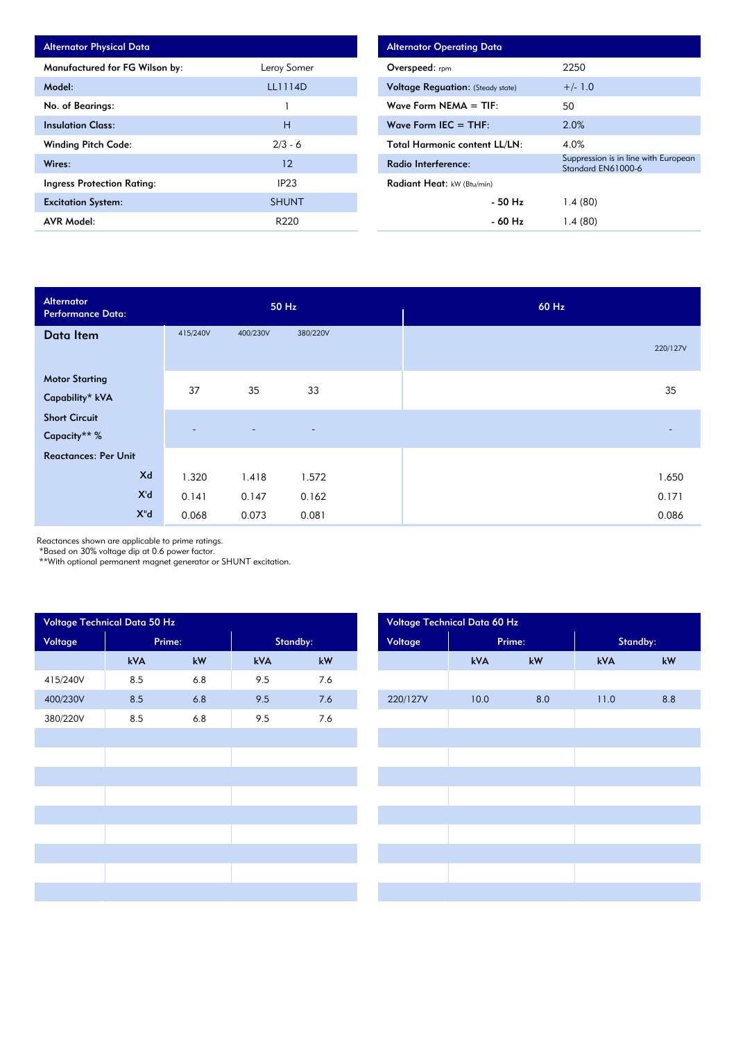| Alternator Physical Data | |
|---|---|
| Manufactured for FG Wilson by: | Leroy Somer |
| Model: | LL1114D |
| No. of Bearings: | 1 |
| Insulation Class: | H |
| Winding Pitch Code: | 2/3 - 6 |
| Wires: | 12 |
| Ingress Protection Rating: | IP23 |
| Excitation System: | SHUNT |
| AVR Model: | R220 |

| Alternator Operating Data | |
|---|---|
| Overspeed: rpm | 2250 |
| Voltage Reguation: (Steady state) | +/- 1.0 |
| Wave Form NEMA = TIF: | 50 |
| Wave Form IEC = THF: | 2.0% |
| Total Harmonic content LL/LN: | 4.0% |
| Radio Interference: | Suppression is in line with European Standard EN61000-6 |
| Radiant Heat: kW (Btu/min) | |
| - 50 Hz | 1.4 (80) |
| - 60 Hz | 1.4 (80) |

| Alternator Performance Data: | 50 Hz | | | 60 Hz |
|---|---|---|---|---|
| Data Item | 415/240V | 400/230V | 380/220V | 220/127V |
| Motor Starting Capability* kVA | 37 | 35 | 33 | 35 |
| Short Circuit Capacity** % | - | - | - | - |
| Reactances: Per Unit | | | | |
| Xd | 1.320 | 1.418 | 1.572 | 1.650 |
| X'd | 0.141 | 0.147 | 0.162 | 0.171 |
| X"d | 0.068 | 0.073 | 0.081 | 0.086 |

Reactances shown are applicable to prime ratings.
*Based on 30% voltage dip at 0.6 power factor.
**With optional permanent magnet generator or SHUNT excitation.

| Voltage Technical Data 50 Hz | | | | |
|---|---|---|---|---|
| Voltage | Prime: | | Standby: | |
| | kVA | kW | kVA | kW |
| 415/240V | 8.5 | 6.8 | 9.5 | 7.6 |
| 400/230V | 8.5 | 6.8 | 9.5 | 7.6 |
| 380/220V | 8.5 | 6.8 | 9.5 | 7.6 |

| Voltage Technical Data 60 Hz | | | | |
|---|---|---|---|---|
| Voltage | Prime: | | Standby: | |
| | kVA | kW | kVA | kW |
| 220/127V | 10.0 | 8.0 | 11.0 | 8.8 |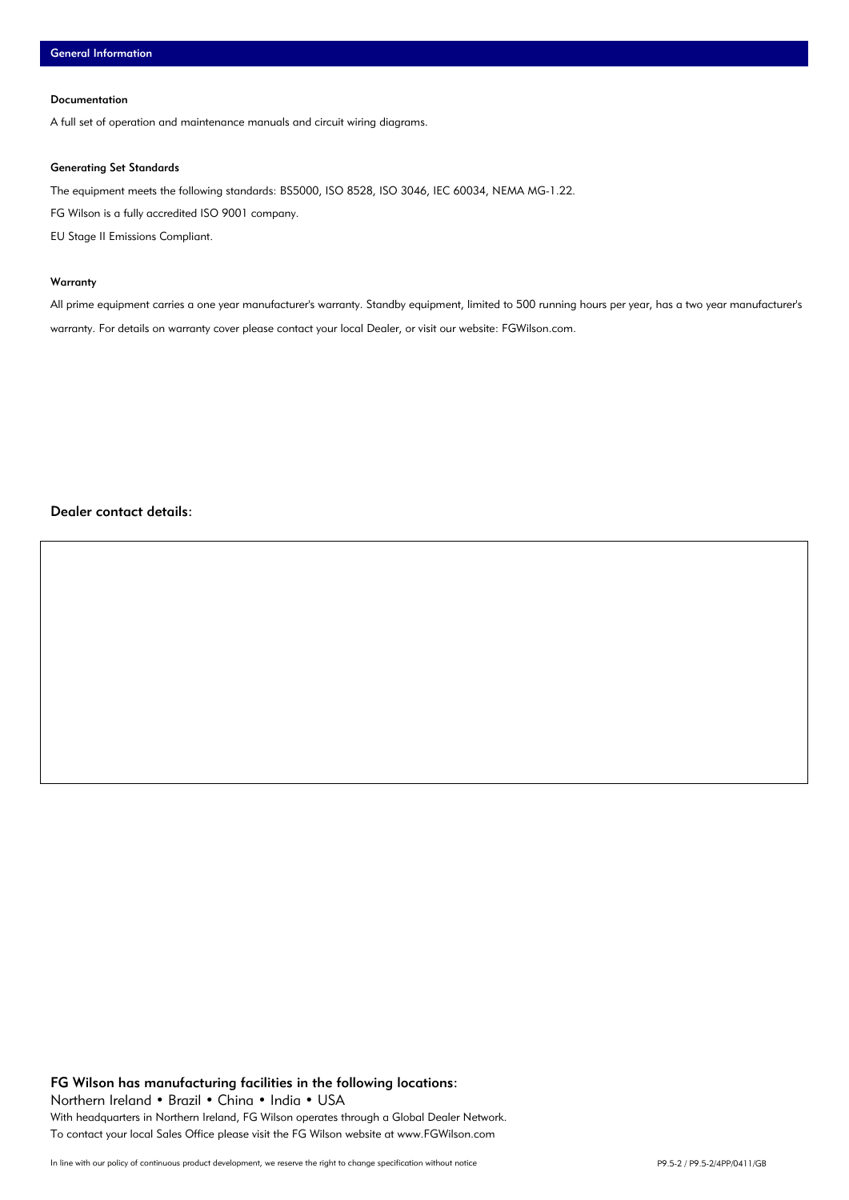## General Information

### Documentation

A full set of operation and maintenance manuals and circuit wiring diagrams.

### Generating Set Standards

The equipment meets the following standards: BS5000, ISO 8528, ISO 3046, IEC 60034, NEMA MG-1.22.

FG Wilson is a fully accredited ISO 9001 company.

EU Stage II Emissions Compliant.

### Warranty

All prime equipment carries a one year manufacturer's warranty. Standby equipment, limited to 500 running hours per year, has a two year manufacturer's warranty. For details on warranty cover please contact your local Dealer, or visit our website: FGWilson.com.

### Dealer contact details:

**FG Wilson has manufacturing facilities in the following locations:**

Northern Ireland • Brazil • China • India • USA

With headquarters in Northern Ireland, FG Wilson operates through a Global Dealer Network.

To contact your local Sales Office please visit the FG Wilson website at www.FGWilson.com

In line with our policy of continuous product development, we reserve the right to change specification without notice

P9.5-2 / P9.5-2/4PP/0411/GB